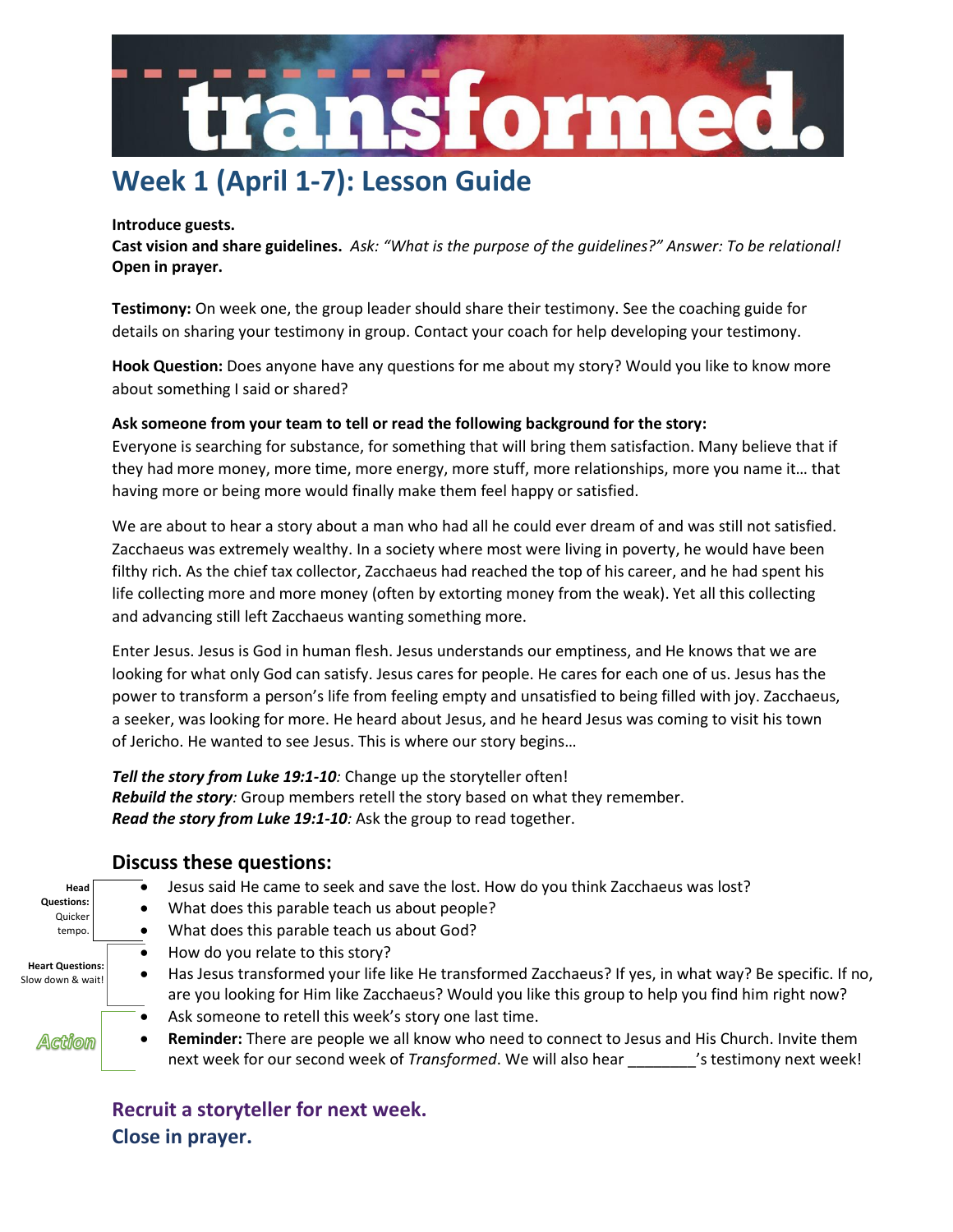# transformed.

## Week 1 (April 1-7): Lesson Guide

**Introduce guests.**
**Cast vision and share guidelines.** *Ask: "What is the purpose of the guidelines?" Answer: To be relational!*
**Open in prayer.**

**Testimony:** On week one, the group leader should share their testimony. See the coaching guide for details on sharing your testimony in group. Contact your coach for help developing your testimony.

**Hook Question:** Does anyone have any questions for me about my story? Would you like to know more about something I said or shared?

**Ask someone from your team to tell or read the following background for the story:**
Everyone is searching for substance, for something that will bring them satisfaction. Many believe that if they had more money, more time, more energy, more stuff, more relationships, more you name it… that having more or being more would finally make them feel happy or satisfied.

We are about to hear a story about a man who had all he could ever dream of and was still not satisfied. Zacchaeus was extremely wealthy. In a society where most were living in poverty, he would have been filthy rich. As the chief tax collector, Zacchaeus had reached the top of his career, and he had spent his life collecting more and more money (often by extorting money from the weak). Yet all this collecting and advancing still left Zacchaeus wanting something more.

Enter Jesus. Jesus is God in human flesh. Jesus understands our emptiness, and He knows that we are looking for what only God can satisfy. Jesus cares for people. He cares for each one of us. Jesus has the power to transform a person's life from feeling empty and unsatisfied to being filled with joy. Zacchaeus, a seeker, was looking for more. He heard about Jesus, and he heard Jesus was coming to visit his town of Jericho. He wanted to see Jesus. This is where our story begins…

***Tell the story from Luke 19:1-10****:* Change up the storyteller often!
***Rebuild the story****:* Group members retell the story based on what they remember.
***Read the story from Luke 19:1-10****:* Ask the group to read together.

### Discuss these questions:

**Head Questions:** Quicker tempo.

- Jesus said He came to seek and save the lost. How do you think Zacchaeus was lost?
- What does this parable teach us about people?
- What does this parable teach us about God?

**Heart Questions:** Slow down & wait!

- How do you relate to this story?
- Has Jesus transformed your life like He transformed Zacchaeus? If yes, in what way? Be specific. If no, are you looking for Him like Zacchaeus? Would you like this group to help you find him right now?

**Action**

- Ask someone to retell this week's story one last time.
- **Reminder:** There are people we all know who need to connect to Jesus and His Church. Invite them next week for our second week of *Transformed*. We will also hear ________'s testimony next week!

**Recruit a storyteller for next week.**
**Close in prayer.**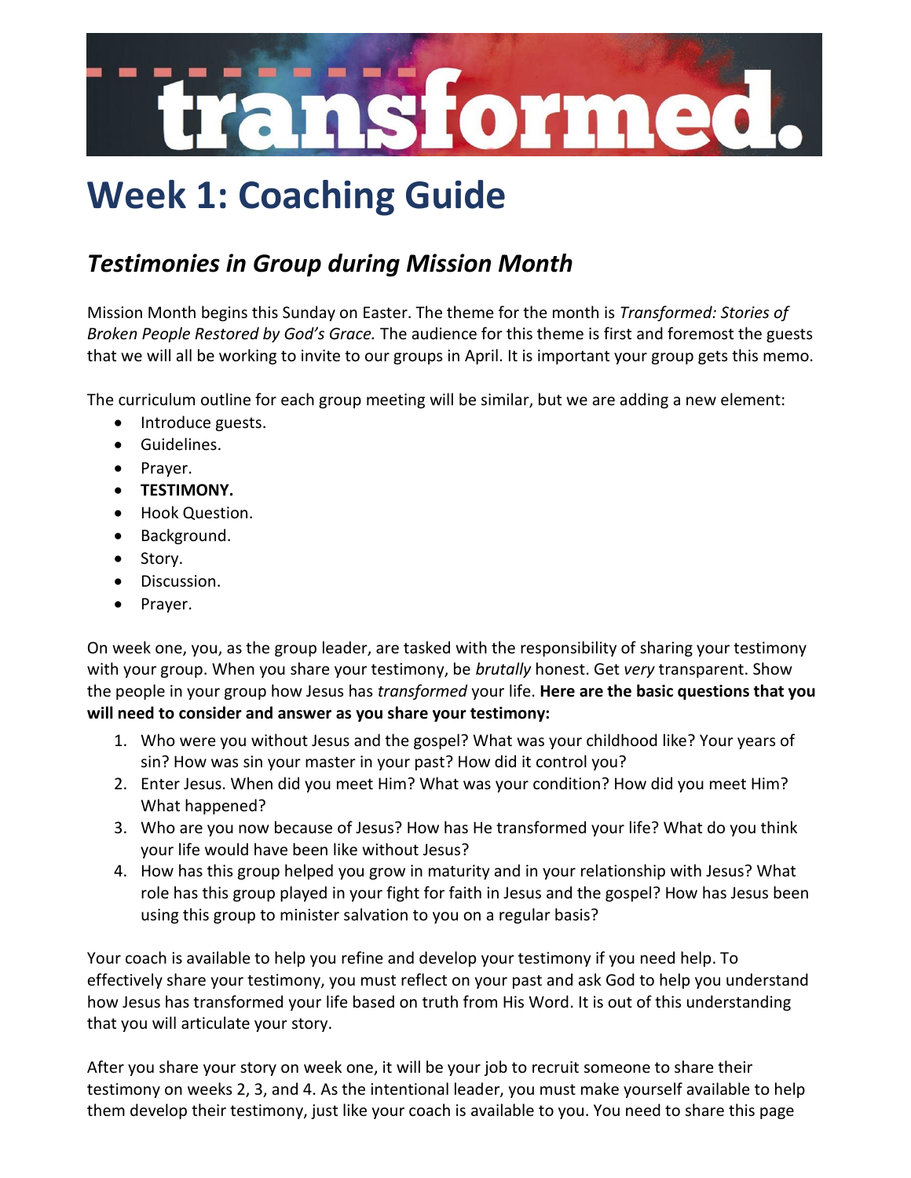# transformed.

# Week 1: Coaching Guide

## *Testimonies in Group during Mission Month*

Mission Month begins this Sunday on Easter. The theme for the month is *Transformed: Stories of Broken People Restored by God's Grace.* The audience for this theme is first and foremost the guests that we will all be working to invite to our groups in April. It is important your group gets this memo.

The curriculum outline for each group meeting will be similar, but we are adding a new element:

- Introduce guests.
- Guidelines.
- Prayer.
- **TESTIMONY.**
- Hook Question.
- Background.
- Story.
- Discussion.
- Prayer.

On week one, you, as the group leader, are tasked with the responsibility of sharing your testimony with your group. When you share your testimony, be *brutally* honest. Get *very* transparent. Show the people in your group how Jesus has *transformed* your life. **Here are the basic questions that you will need to consider and answer as you share your testimony:**

1. Who were you without Jesus and the gospel? What was your childhood like? Your years of sin? How was sin your master in your past? How did it control you?
2. Enter Jesus. When did you meet Him? What was your condition? How did you meet Him? What happened?
3. Who are you now because of Jesus? How has He transformed your life? What do you think your life would have been like without Jesus?
4. How has this group helped you grow in maturity and in your relationship with Jesus? What role has this group played in your fight for faith in Jesus and the gospel? How has Jesus been using this group to minister salvation to you on a regular basis?

Your coach is available to help you refine and develop your testimony if you need help. To effectively share your testimony, you must reflect on your past and ask God to help you understand how Jesus has transformed your life based on truth from His Word. It is out of this understanding that you will articulate your story.

After you share your story on week one, it will be your job to recruit someone to share their testimony on weeks 2, 3, and 4. As the intentional leader, you must make yourself available to help them develop their testimony, just like your coach is available to you. You need to share this page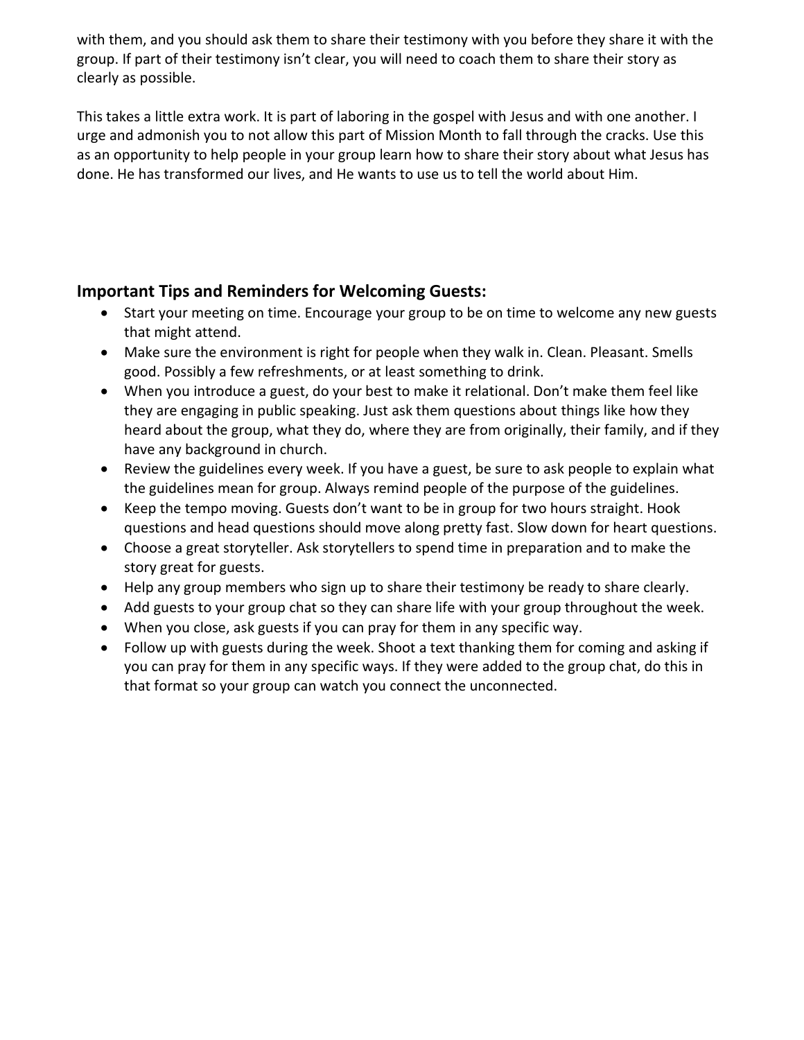with them, and you should ask them to share their testimony with you before they share it with the group. If part of their testimony isn't clear, you will need to coach them to share their story as clearly as possible.

This takes a little extra work. It is part of laboring in the gospel with Jesus and with one another. I urge and admonish you to not allow this part of Mission Month to fall through the cracks. Use this as an opportunity to help people in your group learn how to share their story about what Jesus has done. He has transformed our lives, and He wants to use us to tell the world about Him.

### Important Tips and Reminders for Welcoming Guests:

- Start your meeting on time. Encourage your group to be on time to welcome any new guests that might attend.
- Make sure the environment is right for people when they walk in. Clean. Pleasant. Smells good. Possibly a few refreshments, or at least something to drink.
- When you introduce a guest, do your best to make it relational. Don't make them feel like they are engaging in public speaking. Just ask them questions about things like how they heard about the group, what they do, where they are from originally, their family, and if they have any background in church.
- Review the guidelines every week. If you have a guest, be sure to ask people to explain what the guidelines mean for group. Always remind people of the purpose of the guidelines.
- Keep the tempo moving. Guests don't want to be in group for two hours straight. Hook questions and head questions should move along pretty fast. Slow down for heart questions.
- Choose a great storyteller. Ask storytellers to spend time in preparation and to make the story great for guests.
- Help any group members who sign up to share their testimony be ready to share clearly.
- Add guests to your group chat so they can share life with your group throughout the week.
- When you close, ask guests if you can pray for them in any specific way.
- Follow up with guests during the week. Shoot a text thanking them for coming and asking if you can pray for them in any specific ways. If they were added to the group chat, do this in that format so your group can watch you connect the unconnected.